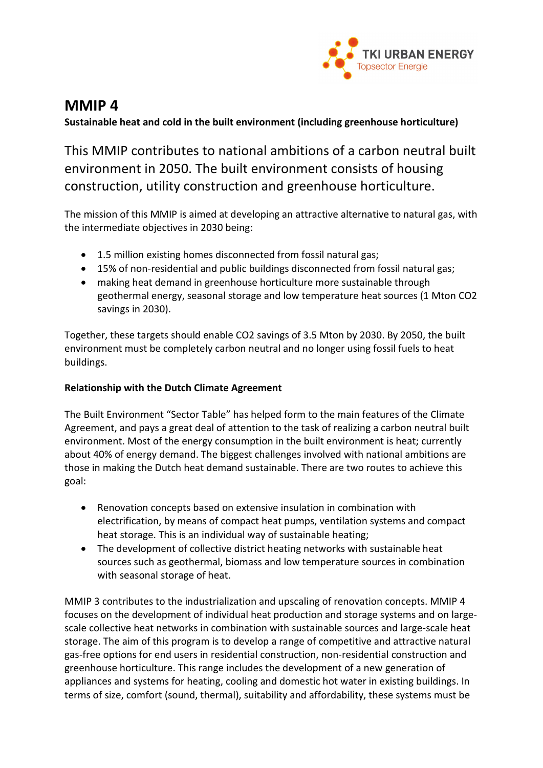# MMIP 4

**Sustainable heat and cold in the built environment (including greenhouse horticulture)**

## This MMIP contributes to national ambitions of a carbon neutral built environment in 2050. The built environment consists of housing construction, utility construction and greenhouse horticulture.

The mission of this MMIP is aimed at developing an attractive alternative to natural gas, with the intermediate objectives in 2030 being:

- 1.5 million existing homes disconnected from fossil natural gas;
- 15% of non-residential and public buildings disconnected from fossil natural gas;
- making heat demand in greenhouse horticulture more sustainable through geothermal energy, seasonal storage and low temperature heat sources (1 Mton $CO_2$ savings in 2030).

Together, these targets should enable $CO_2$ savings of 3.5 Mton by 2030. By 2050, the built environment must be completely carbon neutral and no longer using fossil fuels to heat buildings.

**Relationship with the Dutch Climate Agreement**

The Built Environment "Sector Table" has helped form to the main features of the Climate Agreement, and pays a great deal of attention to the task of realizing a carbon neutral built environment. Most of the energy consumption in the built environment is heat; currently about 40% of energy demand. The biggest challenges involved with national ambitions are those in making the Dutch heat demand sustainable. There are two routes to achieve this goal:

- Renovation concepts based on extensive insulation in combination with electrification, by means of compact heat pumps, ventilation systems and compact heat storage. This is an individual way of sustainable heating;
- The development of collective district heating networks with sustainable heat sources such as geothermal, biomass and low temperature sources in combination with seasonal storage of heat.

MMIP 3 contributes to the industrialization and upscaling of renovation concepts. MMIP 4 focuses on the development of individual heat production and storage systems and on large-scale collective heat networks in combination with sustainable sources and large-scale heat storage. The aim of this program is to develop a range of competitive and attractive natural gas-free options for end users in residential construction, non-residential construction and greenhouse horticulture. This range includes the development of a new generation of appliances and systems for heating, cooling and domestic hot water in existing buildings. In terms of size, comfort (sound, thermal), suitability and affordability, these systems must be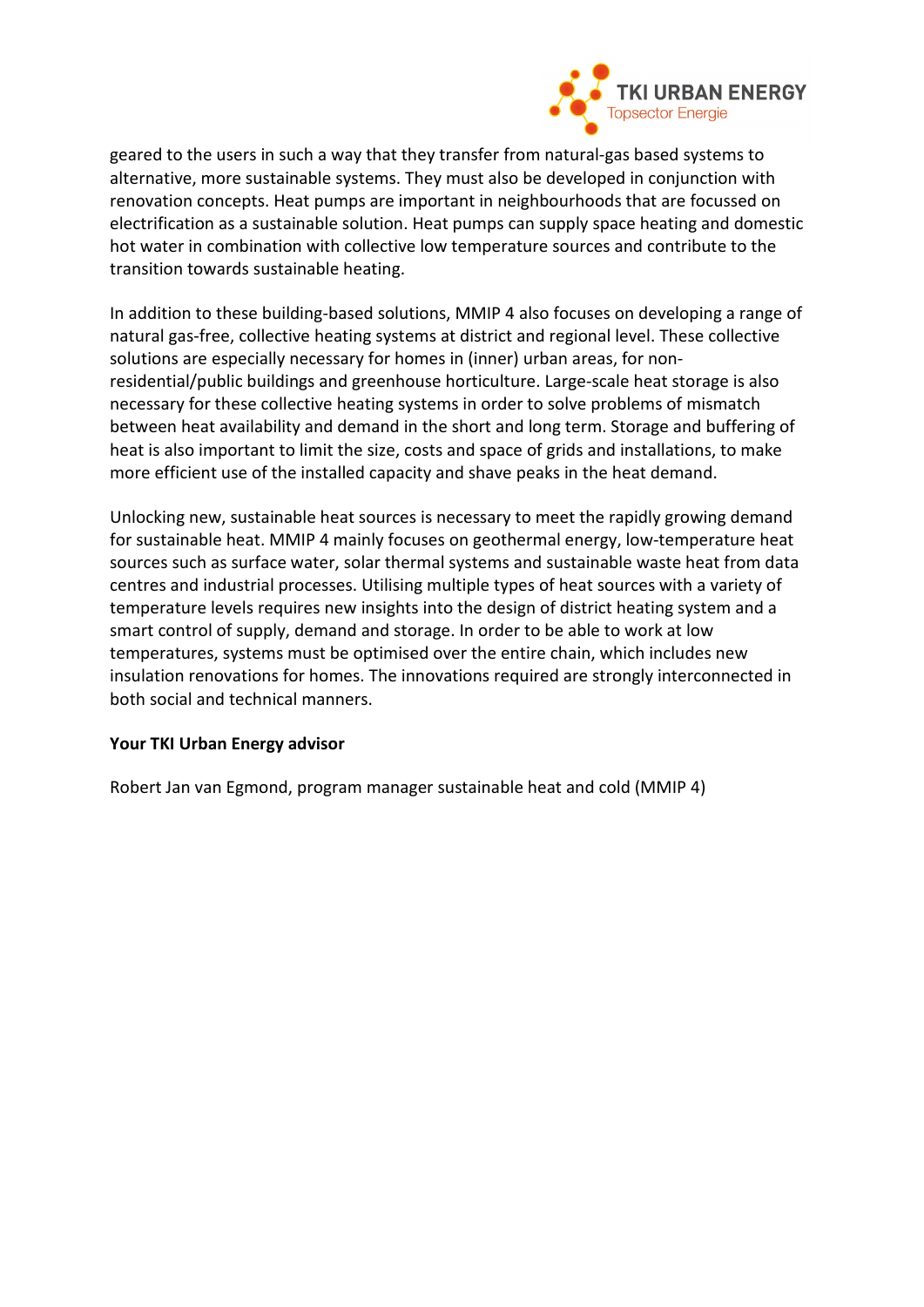geared to the users in such a way that they transfer from natural-gas based systems to alternative, more sustainable systems. They must also be developed in conjunction with renovation concepts. Heat pumps are important in neighbourhoods that are focussed on electrification as a sustainable solution. Heat pumps can supply space heating and domestic hot water in combination with collective low temperature sources and contribute to the transition towards sustainable heating.

In addition to these building-based solutions, MMIP 4 also focuses on developing a range of natural gas-free, collective heating systems at district and regional level. These collective solutions are especially necessary for homes in (inner) urban areas, for non-residential/public buildings and greenhouse horticulture. Large-scale heat storage is also necessary for these collective heating systems in order to solve problems of mismatch between heat availability and demand in the short and long term. Storage and buffering of heat is also important to limit the size, costs and space of grids and installations, to make more efficient use of the installed capacity and shave peaks in the heat demand.

Unlocking new, sustainable heat sources is necessary to meet the rapidly growing demand for sustainable heat. MMIP 4 mainly focuses on geothermal energy, low-temperature heat sources such as surface water, solar thermal systems and sustainable waste heat from data centres and industrial processes. Utilising multiple types of heat sources with a variety of temperature levels requires new insights into the design of district heating system and a smart control of supply, demand and storage. In order to be able to work at low temperatures, systems must be optimised over the entire chain, which includes new insulation renovations for homes. The innovations required are strongly interconnected in both social and technical manners.

**Your TKI Urban Energy advisor**

Robert Jan van Egmond, program manager sustainable heat and cold (MMIP 4)